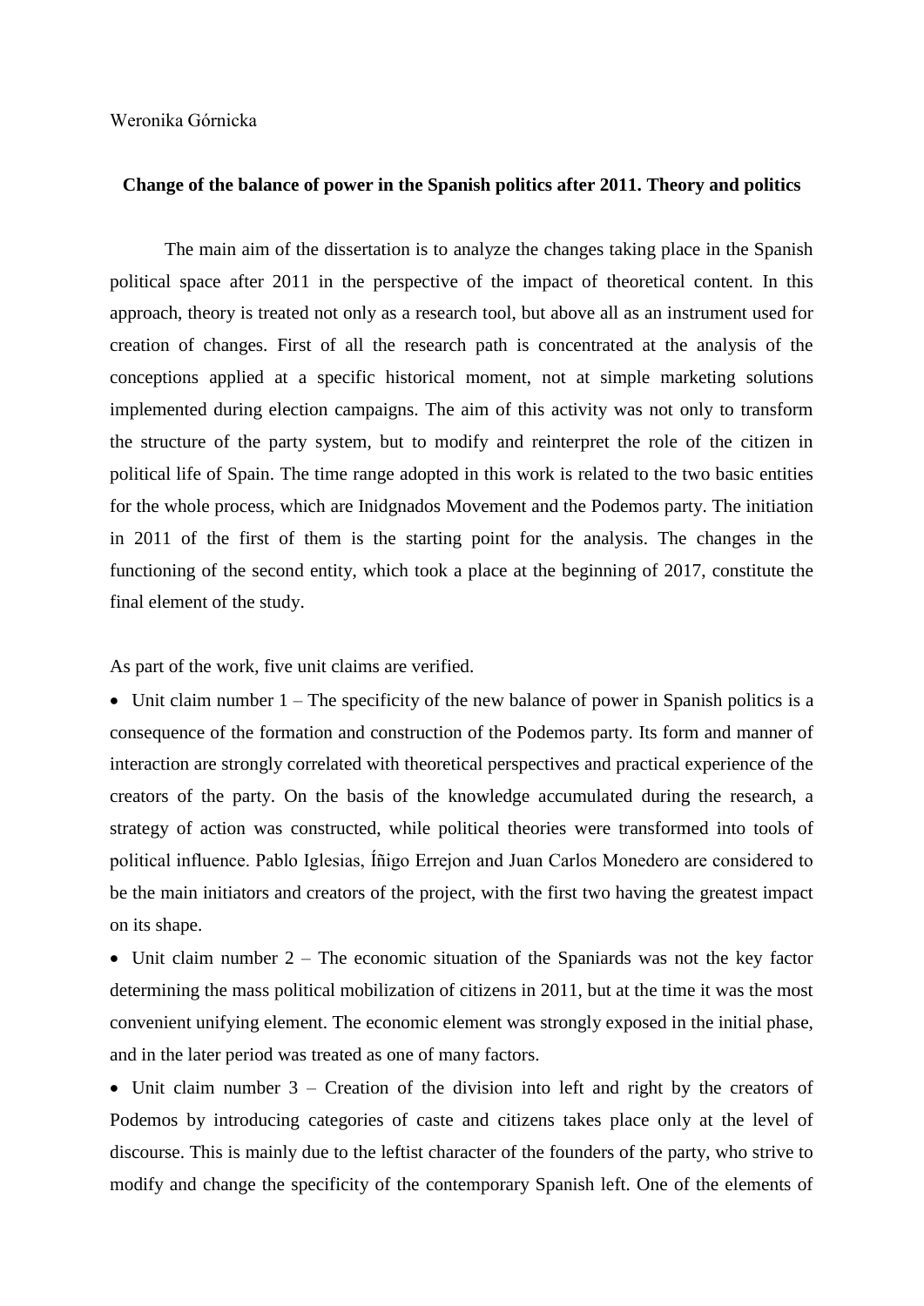Weronika Górnicka

**Change of the balance of power in the Spanish politics after 2011. Theory and politics**

The main aim of the dissertation is to analyze the changes taking place in the Spanish political space after 2011 in the perspective of the impact of theoretical content. In this approach, theory is treated not only as a research tool, but above all as an instrument used for creation of changes. First of all the research path is concentrated at the analysis of the conceptions applied at a specific historical moment, not at simple marketing solutions implemented during election campaigns. The aim of this activity was not only to transform the structure of the party system, but to modify and reinterpret the role of the citizen in political life of Spain. The time range adopted in this work is related to the two basic entities for the whole process, which are Inidgnados Movement and the Podemos party. The initiation in 2011 of the first of them is the starting point for the analysis. The changes in the functioning of the second entity, which took a place at the beginning of 2017, constitute the final element of the study.

As part of the work, five unit claims are verified.

- Unit claim number 1 – The specificity of the new balance of power in Spanish politics is a consequence of the formation and construction of the Podemos party. Its form and manner of interaction are strongly correlated with theoretical perspectives and practical experience of the creators of the party. On the basis of the knowledge accumulated during the research, a strategy of action was constructed, while political theories were transformed into tools of political influence. Pablo Iglesias, Íñigo Errejon and Juan Carlos Monedero are considered to be the main initiators and creators of the project, with the first two having the greatest impact on its shape.
- Unit claim number 2 – The economic situation of the Spaniards was not the key factor determining the mass political mobilization of citizens in 2011, but at the time it was the most convenient unifying element. The economic element was strongly exposed in the initial phase, and in the later period was treated as one of many factors.
- Unit claim number 3 – Creation of the division into left and right by the creators of Podemos by introducing categories of caste and citizens takes place only at the level of discourse. This is mainly due to the leftist character of the founders of the party, who strive to modify and change the specificity of the contemporary Spanish left. One of the elements of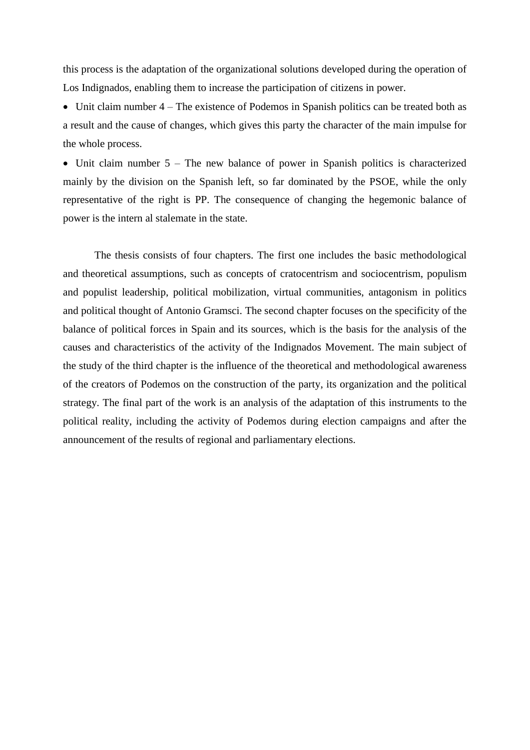this process is the adaptation of the organizational solutions developed during the operation of Los Indignados, enabling them to increase the participation of citizens in power.

- Unit claim number 4 – The existence of Podemos in Spanish politics can be treated both as a result and the cause of changes, which gives this party the character of the main impulse for the whole process.
- Unit claim number 5 – The new balance of power in Spanish politics is characterized mainly by the division on the Spanish left, so far dominated by the PSOE, while the only representative of the right is PP. The consequence of changing the hegemonic balance of power is the intern al stalemate in the state.

The thesis consists of four chapters. The first one includes the basic methodological and theoretical assumptions, such as concepts of cratocentrism and sociocentrism, populism and populist leadership, political mobilization, virtual communities, antagonism in politics and political thought of Antonio Gramsci. The second chapter focuses on the specificity of the balance of political forces in Spain and its sources, which is the basis for the analysis of the causes and characteristics of the activity of the Indignados Movement. The main subject of the study of the third chapter is the influence of the theoretical and methodological awareness of the creators of Podemos on the construction of the party, its organization and the political strategy. The final part of the work is an analysis of the adaptation of this instruments to the political reality, including the activity of Podemos during election campaigns and after the announcement of the results of regional and parliamentary elections.